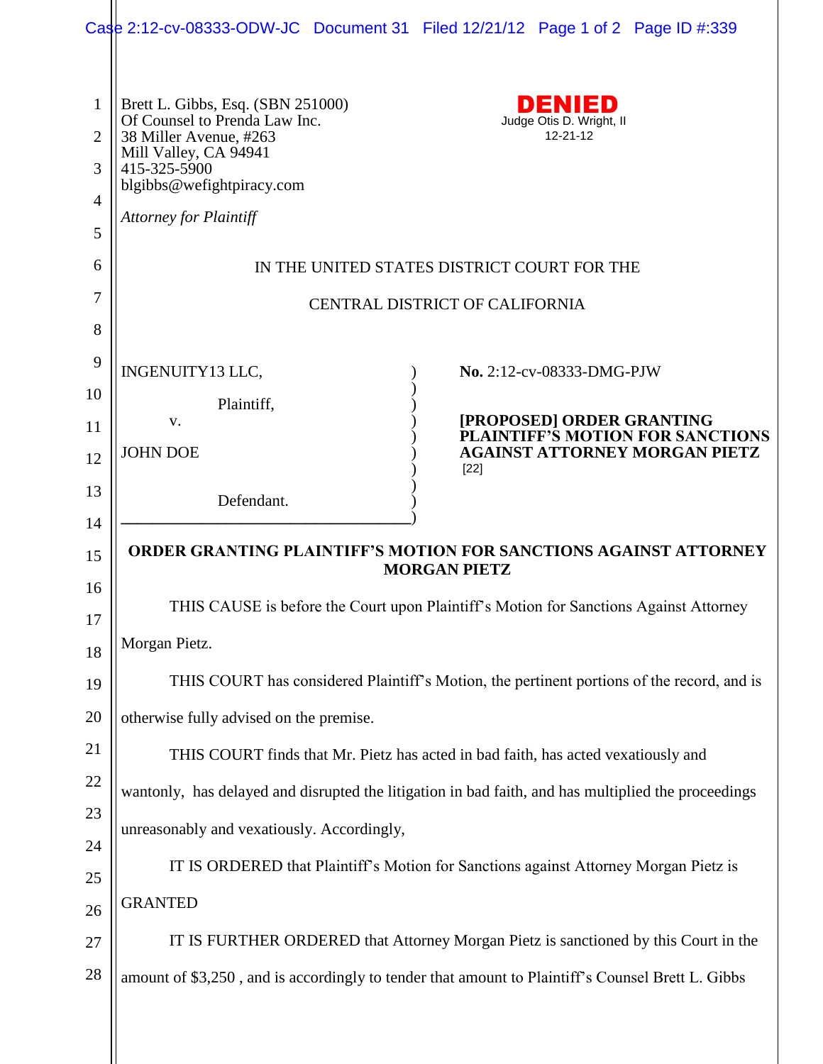Brett L. Gibbs, Esq. (SBN 251000)
Of Counsel to Prenda Law Inc.
38 Miller Avenue, #263
Mill Valley, CA 94941
415-325-5900
blgibbs@wefightpiracy.com

*Attorney for Plaintiff*

**DENIED**
Judge Otis D. Wright, II
12-21-12

IN THE UNITED STATES DISTRICT COURT FOR THE

CENTRAL DISTRICT OF CALIFORNIA

| | |
|---|---|
| INGENUITY13 LLC,<br><br>Plaintiff,<br><br>v.<br><br>JOHN DOE<br><br>Defendant. | **No.** 2:12-cv-08333-DMG-PJW<br><br>**[PROPOSED] ORDER GRANTING PLAINTIFF'S MOTION FOR SANCTIONS AGAINST ATTORNEY MORGAN PIETZ**<br>[22] |

**ORDER GRANTING PLAINTIFF'S MOTION FOR SANCTIONS AGAINST ATTORNEY MORGAN PIETZ**

THIS CAUSE is before the Court upon Plaintiff's Motion for Sanctions Against Attorney Morgan Pietz.

THIS COURT has considered Plaintiff's Motion, the pertinent portions of the record, and is otherwise fully advised on the premise.

THIS COURT finds that Mr. Pietz has acted in bad faith, has acted vexatiously and wantonly, has delayed and disrupted the litigation in bad faith, and has multiplied the proceedings unreasonably and vexatiously. Accordingly,

IT IS ORDERED that Plaintiff's Motion for Sanctions against Attorney Morgan Pietz is GRANTED

IT IS FURTHER ORDERED that Attorney Morgan Pietz is sanctioned by this Court in the amount of $3,250 , and is accordingly to tender that amount to Plaintiff's Counsel Brett L. Gibbs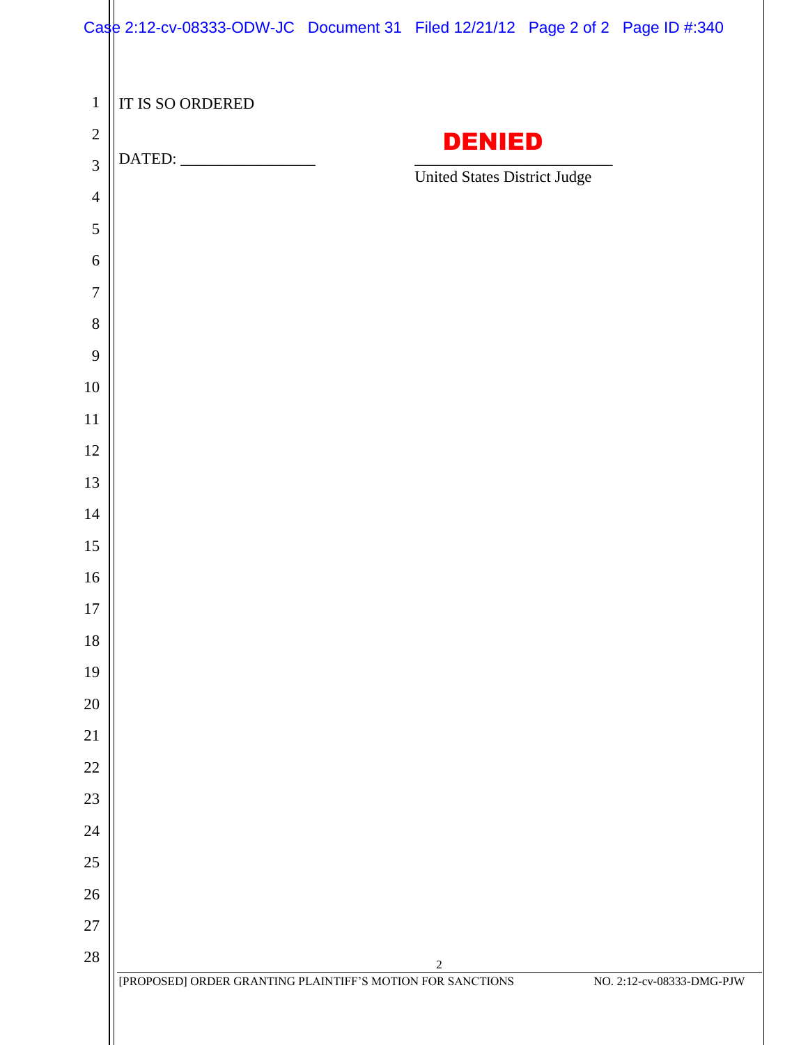IT IS SO ORDERED

DATED: ________________

**DENIED**

________________________
United States District Judge

[PROPOSED] ORDER GRANTING PLAINTIFF'S MOTION FOR SANCTIONS NO. 2:12-cv-08333-DMG-PJW